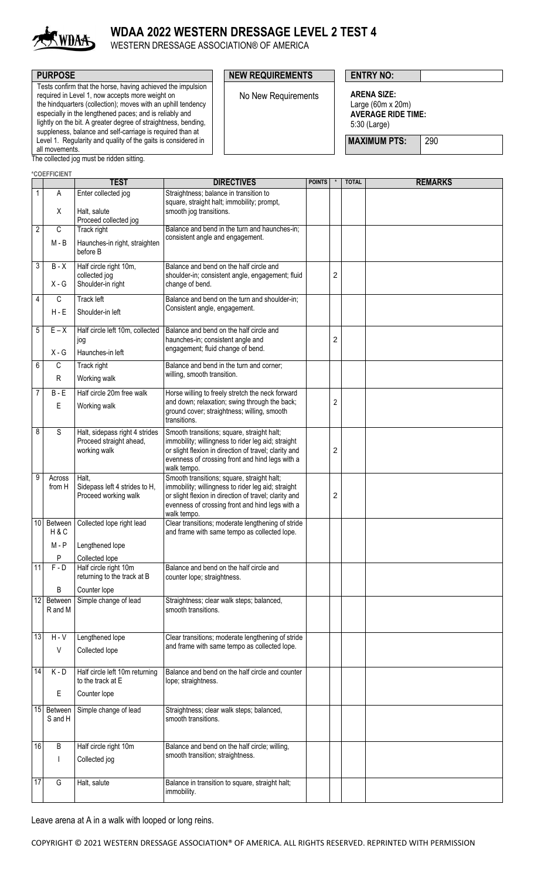# WDAA 2022 WESTERN DRESSAGE LEVEL 2 TEST 4

WESTERN DRESSAGE ASSOCIATION® OF AMERICA

| PURPOSE | NEW REQUIREMENTS | ENTRY NO: |
|---|---|---|
| Tests confirm that the horse, having achieved the impulsion required in Level 1, now accepts more weight on the hindquarters (collection); moves with an uphill tendency especially in the lengthened paces; and is reliably and lightly on the bit. A greater degree of straightness, bending, suppleness, balance and self-carriage is required than at Level 1. Regularity and quality of the gaits is considered in all movements. | No New Requirements | **ARENA SIZE:** Large (60m x 20m)<br>**AVERAGE RIDE TIME:** 5:30 (Large)<br>**MAXIMUM PTS:** 290 |

The collected jog must be ridden sitting.

*COEFFICIENT

| | | TEST | DIRECTIVES | POINTS | * | TOTAL | REMARKS |
|---|---|---|---|---|---|---|---|
| 1 | A<br>X | Enter collected jog<br>Halt, salute<br>Proceed collected jog | Straightness; balance in transition to square, straight halt; immobility; prompt, smooth jog transitions. | | | | |
| 2 | C<br>M - B | Track right<br>Haunches-in right, straighten before B | Balance and bend in the turn and haunches-in; consistent angle and engagement. | | | | |
| 3 | B - X<br>X - G | Half circle right 10m, collected jog<br>Shoulder-in right | Balance and bend on the half circle and shoulder-in; consistent angle, engagement; fluid change of bend. | | 2 | | |
| 4 | C<br>H - E | Track left<br>Shoulder-in left | Balance and bend on the turn and shoulder-in; Consistent angle, engagement. | | | | |
| 5 | E – X<br>X - G | Half circle left 10m, collected jog<br>Haunches-in left | Balance and bend on the half circle and haunches-in; consistent angle and engagement; fluid change of bend. | | 2 | | |
| 6 | C<br>R | Track right<br>Working walk | Balance and bend in the turn and corner; willing, smooth transition. | | | | |
| 7 | B - E<br>E | Half circle 20m free walk<br>Working walk | Horse willing to freely stretch the neck forward and down; relaxation; swing through the back; ground cover; straightness; willing, smooth transitions. | | 2 | | |
| 8 | S | Halt, sidepass right 4 strides<br>Proceed straight ahead, working walk | Smooth transitions; square, straight halt; immobility; willingness to rider leg aid; straight or slight flexion in direction of travel; clarity and evenness of crossing front and hind legs with a walk tempo. | | 2 | | |
| 9 | Across from H | Halt,<br>Sidepass left 4 strides to H,<br>Proceed working walk | Smooth transitions; square, straight halt; immobility; willingness to rider leg aid; straight or slight flexion in direction of travel; clarity and evenness of crossing front and hind legs with a walk tempo. | | 2 | | |
| 10 | Between H & C<br>M - P<br>P | Collected lope right lead<br>Lengthened lope<br>Collected lope | Clear transitions; moderate lengthening of stride and frame with same tempo as collected lope. | | | | |
| 11 | F - D<br>B | Half circle right 10m returning to the track at B<br>Counter lope | Balance and bend on the half circle and counter lope; straightness. | | | | |
| 12 | Between R and M | Simple change of lead | Straightness; clear walk steps; balanced, smooth transitions. | | | | |
| 13 | H - V<br>V | Lengthened lope<br>Collected lope | Clear transitions; moderate lengthening of stride and frame with same tempo as collected lope. | | | | |
| 14 | K - D<br>E | Half circle left 10m returning to the track at E<br>Counter lope | Balance and bend on the half circle and counter lope; straightness. | | | | |
| 15 | Between S and H | Simple change of lead | Straightness; clear walk steps; balanced, smooth transitions. | | | | |
| 16 | B<br>I | Half circle right 10m<br>Collected jog | Balance and bend on the half circle; willing, smooth transition; straightness. | | | | |
| 17 | G | Halt, salute | Balance in transition to square, straight halt; immobility. | | | | |

Leave arena at A in a walk with looped or long reins.

COPYRIGHT © 2021 WESTERN DRESSAGE ASSOCIATION® OF AMERICA. ALL RIGHTS RESERVED. REPRINTED WITH PERMISSION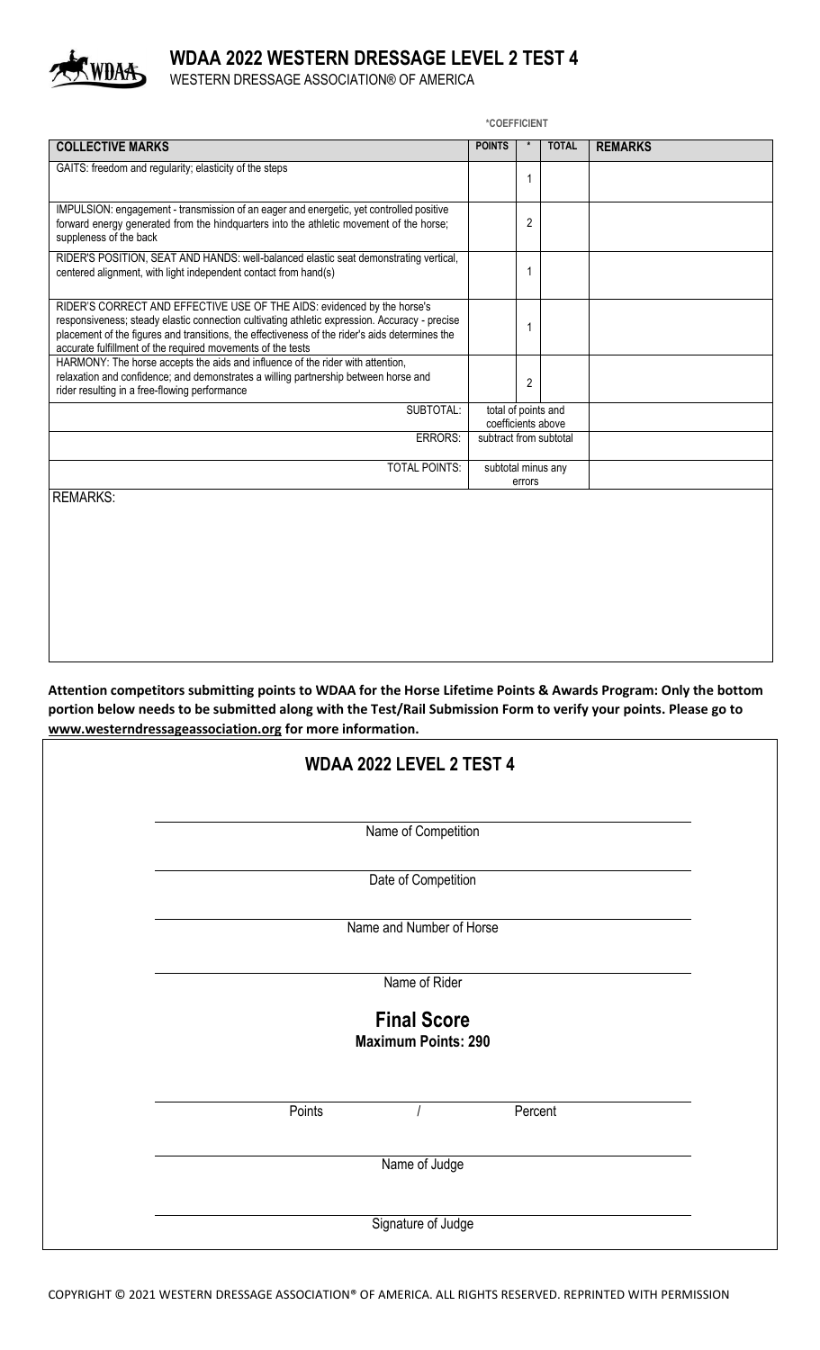# WDAA 2022 WESTERN DRESSAGE LEVEL 2 TEST 4

WESTERN DRESSAGE ASSOCIATION® OF AMERICA

*COEFFICIENT

| COLLECTIVE MARKS | POINTS | * | TOTAL | REMARKS |
|---|---|---|---|---|
| GAITS: freedom and regularity; elasticity of the steps | | 1 | | |
| IMPULSION: engagement - transmission of an eager and energetic, yet controlled positive forward energy generated from the hindquarters into the athletic movement of the horse; suppleness of the back | | 2 | | |
| RIDER'S POSITION, SEAT AND HANDS: well-balanced elastic seat demonstrating vertical, centered alignment, with light independent contact from hand(s) | | 1 | | |
| RIDER'S CORRECT AND EFFECTIVE USE OF THE AIDS: evidenced by the horse's responsiveness; steady elastic connection cultivating athletic expression. Accuracy - precise placement of the figures and transitions, the effectiveness of the rider's aids determines the accurate fulfillment of the required movements of the tests | | 1 | | |
| HARMONY: The horse accepts the aids and influence of the rider with attention, relaxation and confidence; and demonstrates a willing partnership between horse and rider resulting in a free-flowing performance | | 2 | | |
| SUBTOTAL: | total of points and coefficients above | | | |
| ERRORS: | subtract from subtotal | | | |
| TOTAL POINTS: | subtotal minus any errors | | | |

REMARKS:

**Attention competitors submitting points to WDAA for the Horse Lifetime Points & Awards Program: Only the bottom portion below needs to be submitted along with the Test/Rail Submission Form to verify your points. Please go to www.westerndressageassociation.org for more information.**

## WDAA 2022 LEVEL 2 TEST 4

Name of Competition

Date of Competition

Name and Number of Horse

Name of Rider

**Final Score**

**Maximum Points: 290**

Points / Percent

Name of Judge

Signature of Judge

COPYRIGHT © 2021 WESTERN DRESSAGE ASSOCIATION® OF AMERICA. ALL RIGHTS RESERVED. REPRINTED WITH PERMISSION